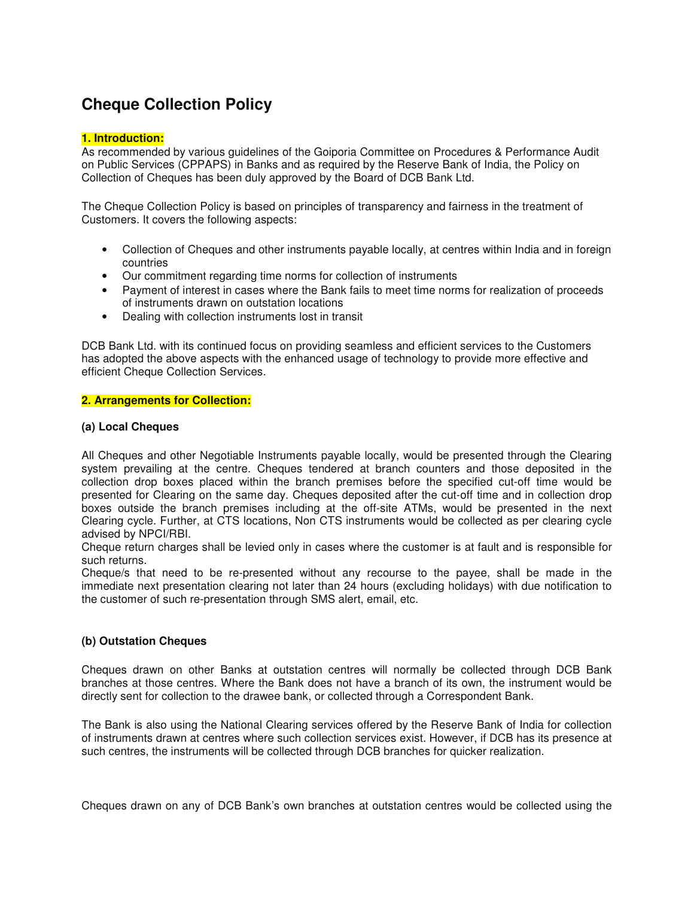# Cheque Collection Policy

## 1. Introduction:

As recommended by various guidelines of the Goiporia Committee on Procedures & Performance Audit on Public Services (CPPAPS) in Banks and as required by the Reserve Bank of India, the Policy on Collection of Cheques has been duly approved by the Board of DCB Bank Ltd.

The Cheque Collection Policy is based on principles of transparency and fairness in the treatment of Customers. It covers the following aspects:

- Collection of Cheques and other instruments payable locally, at centres within India and in foreign countries
- Our commitment regarding time norms for collection of instruments
- Payment of interest in cases where the Bank fails to meet time norms for realization of proceeds of instruments drawn on outstation locations
- Dealing with collection instruments lost in transit

DCB Bank Ltd. with its continued focus on providing seamless and efficient services to the Customers has adopted the above aspects with the enhanced usage of technology to provide more effective and efficient Cheque Collection Services.

## 2. Arrangements for Collection:

### (a) Local Cheques

All Cheques and other Negotiable Instruments payable locally, would be presented through the Clearing system prevailing at the centre. Cheques tendered at branch counters and those deposited in the collection drop boxes placed within the branch premises before the specified cut-off time would be presented for Clearing on the same day. Cheques deposited after the cut-off time and in collection drop boxes outside the branch premises including at the off-site ATMs, would be presented in the next Clearing cycle. Further, at CTS locations, Non CTS instruments would be collected as per clearing cycle advised by NPCI/RBI.
Cheque return charges shall be levied only in cases where the customer is at fault and is responsible for such returns.
Cheque/s that need to be re-presented without any recourse to the payee, shall be made in the immediate next presentation clearing not later than 24 hours (excluding holidays) with due notification to the customer of such re-presentation through SMS alert, email, etc.

### (b) Outstation Cheques

Cheques drawn on other Banks at outstation centres will normally be collected through DCB Bank branches at those centres. Where the Bank does not have a branch of its own, the instrument would be directly sent for collection to the drawee bank, or collected through a Correspondent Bank.

The Bank is also using the National Clearing services offered by the Reserve Bank of India for collection of instruments drawn at centres where such collection services exist. However, if DCB has its presence at such centres, the instruments will be collected through DCB branches for quicker realization.

Cheques drawn on any of DCB Bank's own branches at outstation centres would be collected using the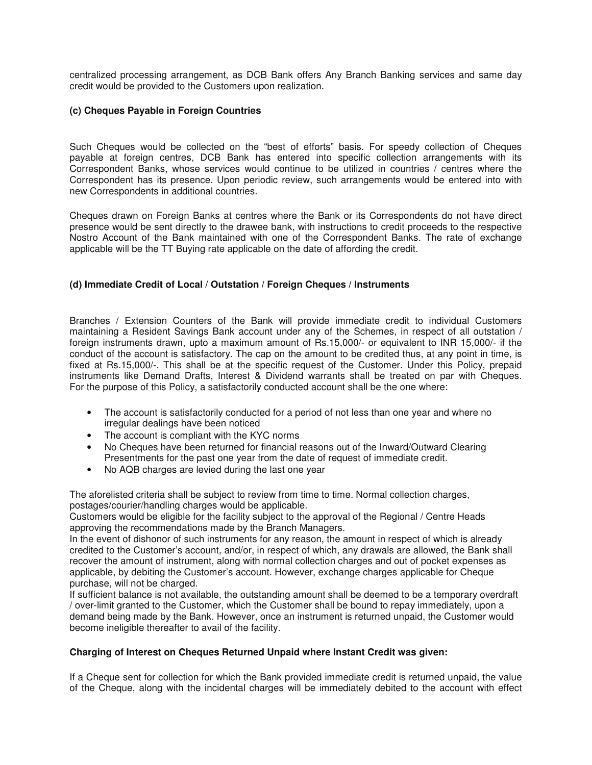centralized processing arrangement, as DCB Bank offers Any Branch Banking services and same day credit would be provided to the Customers upon realization.

**(c) Cheques Payable in Foreign Countries**

Such Cheques would be collected on the "best of efforts" basis. For speedy collection of Cheques payable at foreign centres, DCB Bank has entered into specific collection arrangements with its Correspondent Banks, whose services would continue to be utilized in countries / centres where the Correspondent has its presence. Upon periodic review, such arrangements would be entered into with new Correspondents in additional countries.

Cheques drawn on Foreign Banks at centres where the Bank or its Correspondents do not have direct presence would be sent directly to the drawee bank, with instructions to credit proceeds to the respective Nostro Account of the Bank maintained with one of the Correspondent Banks. The rate of exchange applicable will be the TT Buying rate applicable on the date of affording the credit.

**(d) Immediate Credit of Local / Outstation / Foreign Cheques / Instruments**

Branches / Extension Counters of the Bank will provide immediate credit to individual Customers maintaining a Resident Savings Bank account under any of the Schemes, in respect of all outstation / foreign instruments drawn, upto a maximum amount of Rs.15,000/- or equivalent to INR 15,000/- if the conduct of the account is satisfactory. The cap on the amount to be credited thus, at any point in time, is fixed at Rs.15,000/-. This shall be at the specific request of the Customer. Under this Policy, prepaid instruments like Demand Drafts, Interest & Dividend warrants shall be treated on par with Cheques. For the purpose of this Policy, a satisfactorily conducted account shall be the one where:

- The account is satisfactorily conducted for a period of not less than one year and where no irregular dealings have been noticed
- The account is compliant with the KYC norms
- No Cheques have been returned for financial reasons out of the Inward/Outward Clearing Presentments for the past one year from the date of request of immediate credit.
- No AQB charges are levied during the last one year

The aforelisted criteria shall be subject to review from time to time. Normal collection charges, postages/courier/handling charges would be applicable.
Customers would be eligible for the facility subject to the approval of the Regional / Centre Heads approving the recommendations made by the Branch Managers.
In the event of dishonor of such instruments for any reason, the amount in respect of which is already credited to the Customer's account, and/or, in respect of which, any drawals are allowed, the Bank shall recover the amount of instrument, along with normal collection charges and out of pocket expenses as applicable, by debiting the Customer's account. However, exchange charges applicable for Cheque purchase, will not be charged.
If sufficient balance is not available, the outstanding amount shall be deemed to be a temporary overdraft / over-limit granted to the Customer, which the Customer shall be bound to repay immediately, upon a demand being made by the Bank. However, once an instrument is returned unpaid, the Customer would become ineligible thereafter to avail of the facility.

**Charging of Interest on Cheques Returned Unpaid where Instant Credit was given:**

If a Cheque sent for collection for which the Bank provided immediate credit is returned unpaid, the value of the Cheque, along with the incidental charges will be immediately debited to the account with effect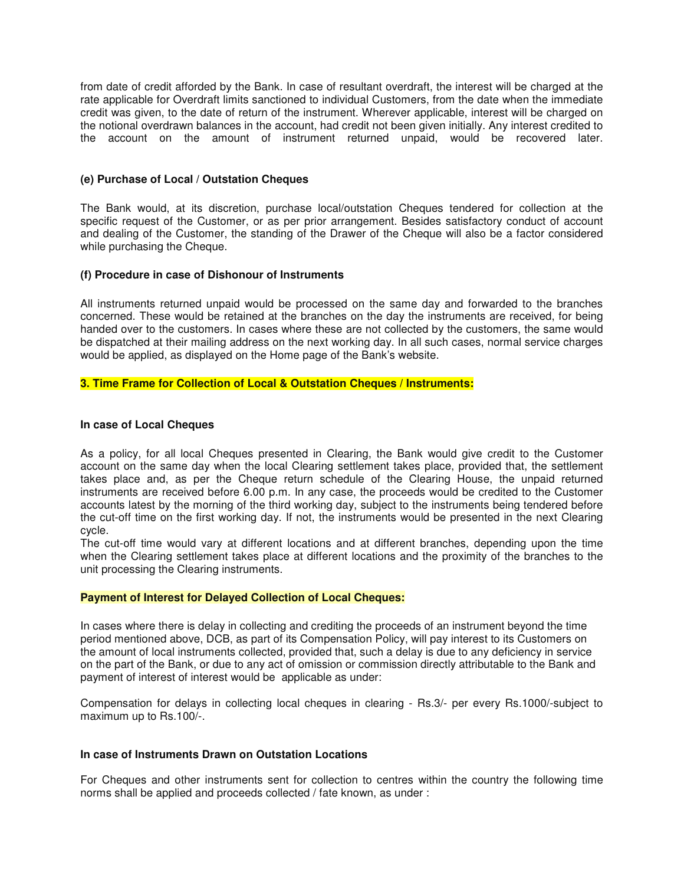from date of credit afforded by the Bank. In case of resultant overdraft, the interest will be charged at the rate applicable for Overdraft limits sanctioned to individual Customers, from the date when the immediate credit was given, to the date of return of the instrument. Wherever applicable, interest will be charged on the notional overdrawn balances in the account, had credit not been given initially. Any interest credited to the account on the amount of instrument returned unpaid, would be recovered later.

**(e) Purchase of Local / Outstation Cheques**

The Bank would, at its discretion, purchase local/outstation Cheques tendered for collection at the specific request of the Customer, or as per prior arrangement. Besides satisfactory conduct of account and dealing of the Customer, the standing of the Drawer of the Cheque will also be a factor considered while purchasing the Cheque.

**(f) Procedure in case of Dishonour of Instruments**

All instruments returned unpaid would be processed on the same day and forwarded to the branches concerned. These would be retained at the branches on the day the instruments are received, for being handed over to the customers. In cases where these are not collected by the customers, the same would be dispatched at their mailing address on the next working day. In all such cases, normal service charges would be applied, as displayed on the Home page of the Bank's website.

**3. Time Frame for Collection of Local & Outstation Cheques / Instruments:**

**In case of Local Cheques**

As a policy, for all local Cheques presented in Clearing, the Bank would give credit to the Customer account on the same day when the local Clearing settlement takes place, provided that, the settlement takes place and, as per the Cheque return schedule of the Clearing House, the unpaid returned instruments are received before 6.00 p.m. In any case, the proceeds would be credited to the Customer accounts latest by the morning of the third working day, subject to the instruments being tendered before the cut-off time on the first working day. If not, the instruments would be presented in the next Clearing cycle.

The cut-off time would vary at different locations and at different branches, depending upon the time when the Clearing settlement takes place at different locations and the proximity of the branches to the unit processing the Clearing instruments.

**Payment of Interest for Delayed Collection of Local Cheques:**

In cases where there is delay in collecting and crediting the proceeds of an instrument beyond the time period mentioned above, DCB, as part of its Compensation Policy, will pay interest to its Customers on the amount of local instruments collected, provided that, such a delay is due to any deficiency in service on the part of the Bank, or due to any act of omission or commission directly attributable to the Bank and payment of interest of interest would be applicable as under:

Compensation for delays in collecting local cheques in clearing - Rs.3/- per every Rs.1000/-subject to maximum up to Rs.100/-.

**In case of Instruments Drawn on Outstation Locations**

For Cheques and other instruments sent for collection to centres within the country the following time norms shall be applied and proceeds collected / fate known, as under :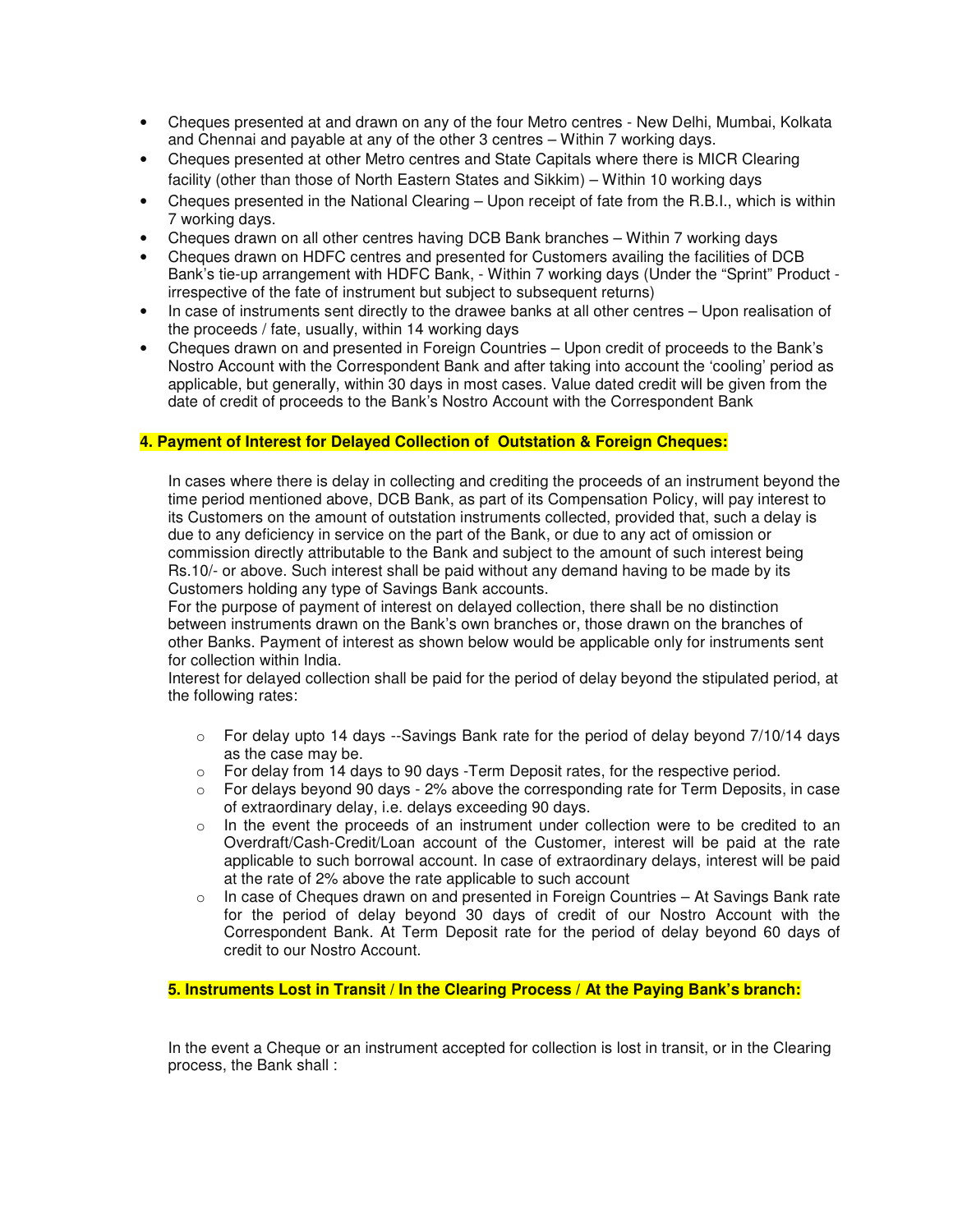- Cheques presented at and drawn on any of the four Metro centres - New Delhi, Mumbai, Kolkata and Chennai and payable at any of the other 3 centres – Within 7 working days.
- Cheques presented at other Metro centres and State Capitals where there is MICR Clearing facility (other than those of North Eastern States and Sikkim) – Within 10 working days
- Cheques presented in the National Clearing – Upon receipt of fate from the R.B.I., which is within 7 working days.
- Cheques drawn on all other centres having DCB Bank branches – Within 7 working days
- Cheques drawn on HDFC centres and presented for Customers availing the facilities of DCB Bank's tie-up arrangement with HDFC Bank, - Within 7 working days (Under the "Sprint" Product - irrespective of the fate of instrument but subject to subsequent returns)
- In case of instruments sent directly to the drawee banks at all other centres – Upon realisation of the proceeds / fate, usually, within 14 working days
- Cheques drawn on and presented in Foreign Countries – Upon credit of proceeds to the Bank's Nostro Account with the Correspondent Bank and after taking into account the 'cooling' period as applicable, but generally, within 30 days in most cases. Value dated credit will be given from the date of credit of proceeds to the Bank's Nostro Account with the Correspondent Bank

**4. Payment of Interest for Delayed Collection of Outstation & Foreign Cheques:**

In cases where there is delay in collecting and crediting the proceeds of an instrument beyond the time period mentioned above, DCB Bank, as part of its Compensation Policy, will pay interest to its Customers on the amount of outstation instruments collected, provided that, such a delay is due to any deficiency in service on the part of the Bank, or due to any act of omission or commission directly attributable to the Bank and subject to the amount of such interest being Rs.10/- or above. Such interest shall be paid without any demand having to be made by its Customers holding any type of Savings Bank accounts.

For the purpose of payment of interest on delayed collection, there shall be no distinction between instruments drawn on the Bank's own branches or, those drawn on the branches of other Banks. Payment of interest as shown below would be applicable only for instruments sent for collection within India.

Interest for delayed collection shall be paid for the period of delay beyond the stipulated period, at the following rates:

- For delay upto 14 days --Savings Bank rate for the period of delay beyond 7/10/14 days as the case may be.
- For delay from 14 days to 90 days -Term Deposit rates, for the respective period.
- For delays beyond 90 days - 2% above the corresponding rate for Term Deposits, in case of extraordinary delay, i.e. delays exceeding 90 days.
- In the event the proceeds of an instrument under collection were to be credited to an Overdraft/Cash-Credit/Loan account of the Customer, interest will be paid at the rate applicable to such borrowal account. In case of extraordinary delays, interest will be paid at the rate of 2% above the rate applicable to such account
- In case of Cheques drawn on and presented in Foreign Countries – At Savings Bank rate for the period of delay beyond 30 days of credit of our Nostro Account with the Correspondent Bank. At Term Deposit rate for the period of delay beyond 60 days of credit to our Nostro Account.

**5. Instruments Lost in Transit / In the Clearing Process / At the Paying Bank's branch:**

In the event a Cheque or an instrument accepted for collection is lost in transit, or in the Clearing process, the Bank shall :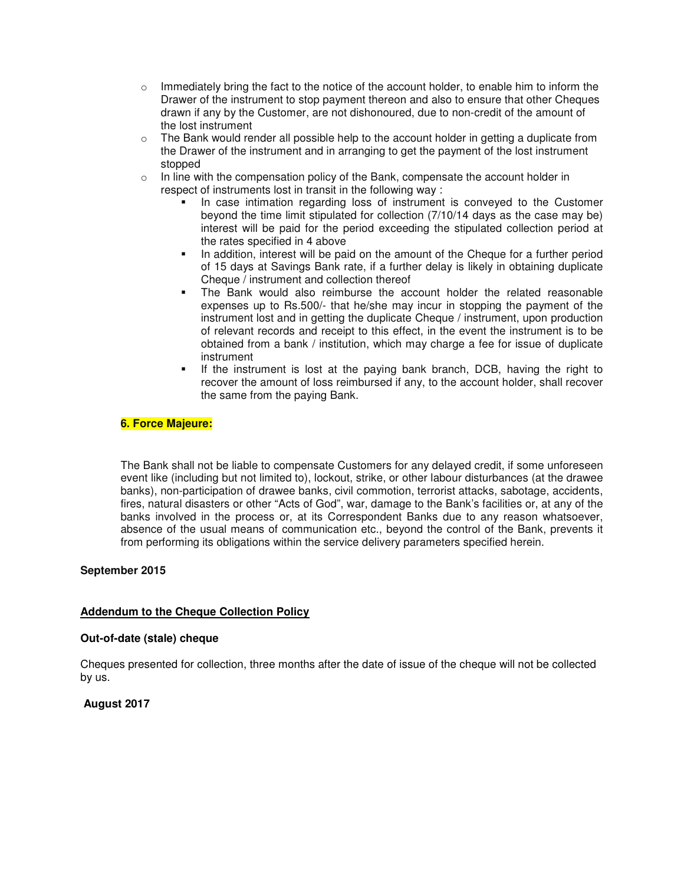- Immediately bring the fact to the notice of the account holder, to enable him to inform the Drawer of the instrument to stop payment thereon and also to ensure that other Cheques drawn if any by the Customer, are not dishonoured, due to non-credit of the amount of the lost instrument
- The Bank would render all possible help to the account holder in getting a duplicate from the Drawer of the instrument and in arranging to get the payment of the lost instrument stopped
- In line with the compensation policy of the Bank, compensate the account holder in respect of instruments lost in transit in the following way :
  - In case intimation regarding loss of instrument is conveyed to the Customer beyond the time limit stipulated for collection (7/10/14 days as the case may be) interest will be paid for the period exceeding the stipulated collection period at the rates specified in 4 above
  - In addition, interest will be paid on the amount of the Cheque for a further period of 15 days at Savings Bank rate, if a further delay is likely in obtaining duplicate Cheque / instrument and collection thereof
  - The Bank would also reimburse the account holder the related reasonable expenses up to Rs.500/- that he/she may incur in stopping the payment of the instrument lost and in getting the duplicate Cheque / instrument, upon production of relevant records and receipt to this effect, in the event the instrument is to be obtained from a bank / institution, which may charge a fee for issue of duplicate instrument
  - If the instrument is lost at the paying bank branch, DCB, having the right to recover the amount of loss reimbursed if any, to the account holder, shall recover the same from the paying Bank.

**6. Force Majeure:**

The Bank shall not be liable to compensate Customers for any delayed credit, if some unforeseen event like (including but not limited to), lockout, strike, or other labour disturbances (at the drawee banks), non-participation of drawee banks, civil commotion, terrorist attacks, sabotage, accidents, fires, natural disasters or other "Acts of God", war, damage to the Bank's facilities or, at any of the banks involved in the process or, at its Correspondent Banks due to any reason whatsoever, absence of the usual means of communication etc., beyond the control of the Bank, prevents it from performing its obligations within the service delivery parameters specified herein.

**September 2015**

**Addendum to the Cheque Collection Policy**

**Out-of-date (stale) cheque**

Cheques presented for collection, three months after the date of issue of the cheque will not be collected by us.

**August 2017**